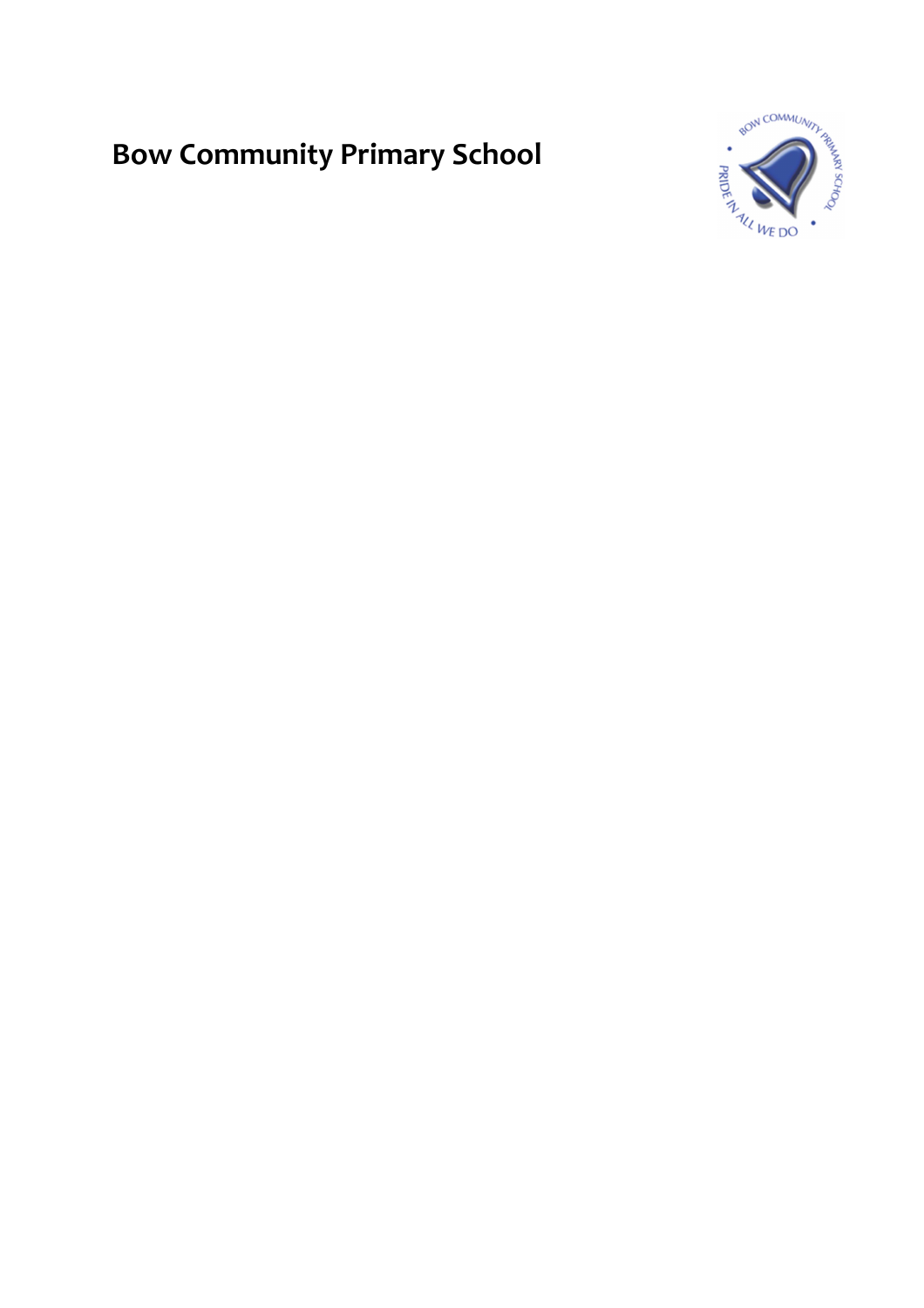# Bow Community Primary School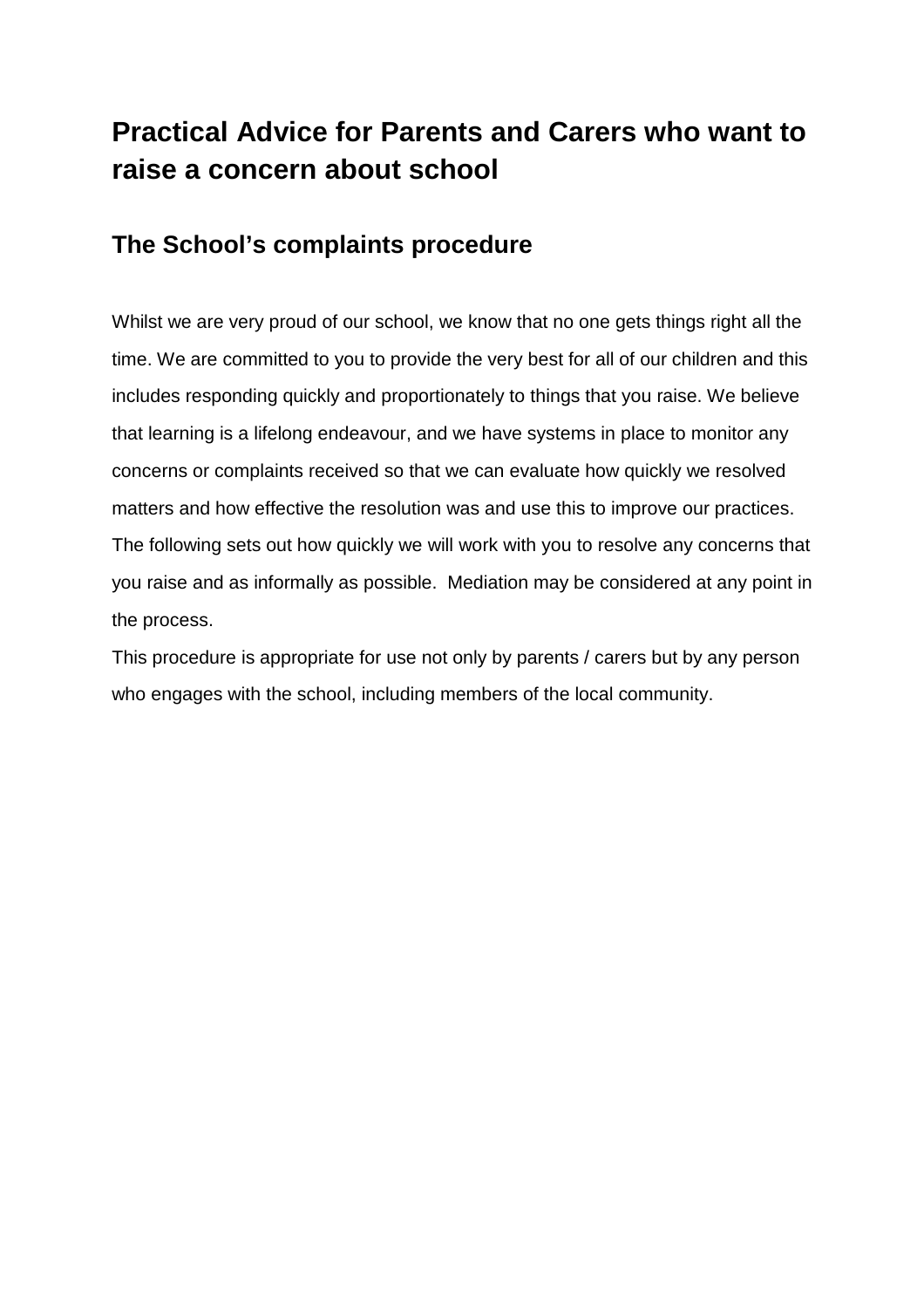# Practical Advice for Parents and Carers who want to raise a concern about school

## The School's complaints procedure

Whilst we are very proud of our school, we know that no one gets things right all the time. We are committed to you to provide the very best for all of our children and this includes responding quickly and proportionately to things that you raise. We believe that learning is a lifelong endeavour, and we have systems in place to monitor any concerns or complaints received so that we can evaluate how quickly we resolved matters and how effective the resolution was and use this to improve our practices. The following sets out how quickly we will work with you to resolve any concerns that you raise and as informally as possible. Mediation may be considered at any point in the process.

This procedure is appropriate for use not only by parents / carers but by any person who engages with the school, including members of the local community.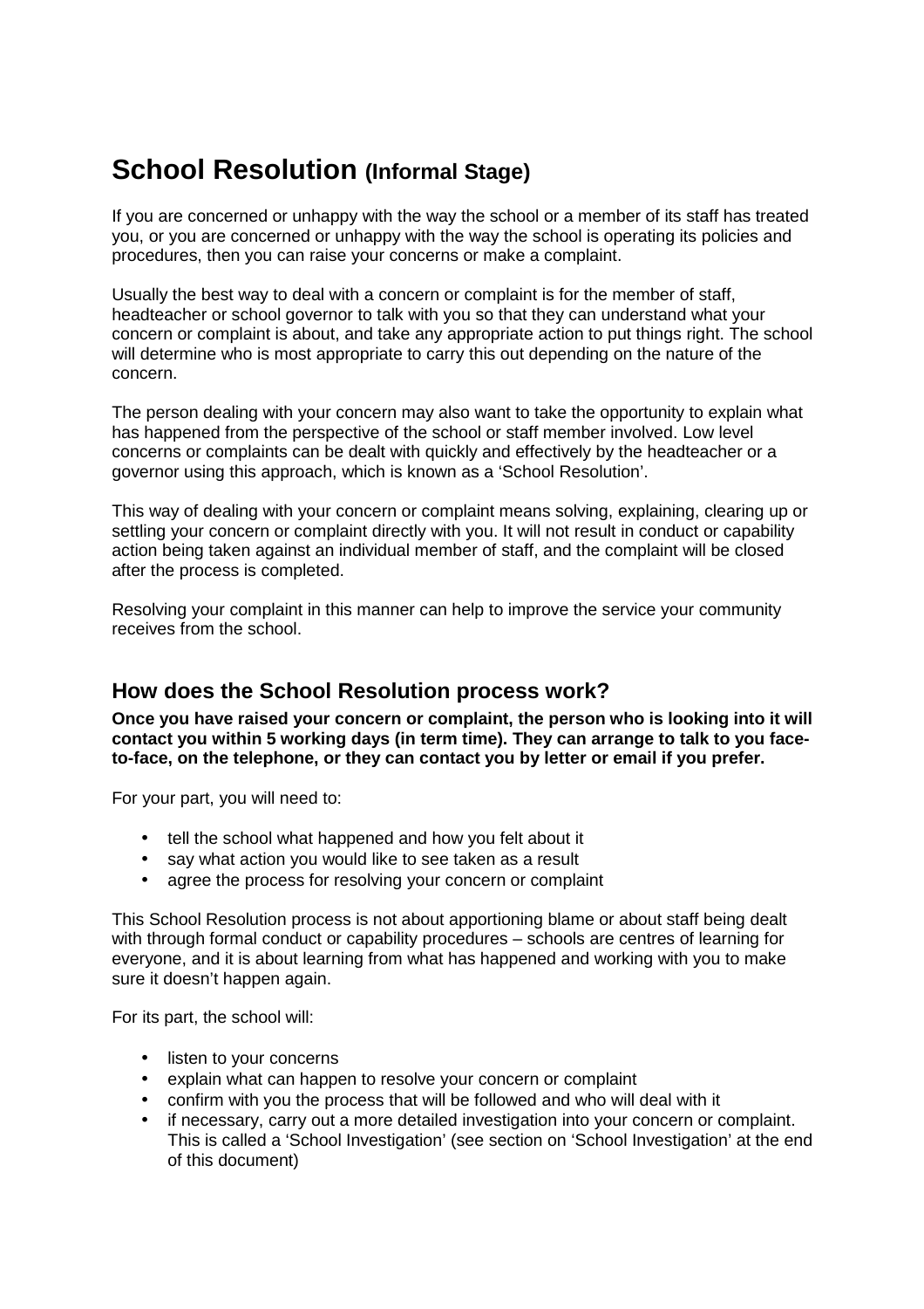# School Resolution (Informal Stage)

If you are concerned or unhappy with the way the school or a member of its staff has treated you, or you are concerned or unhappy with the way the school is operating its policies and procedures, then you can raise your concerns or make a complaint.

Usually the best way to deal with a concern or complaint is for the member of staff, headteacher or school governor to talk with you so that they can understand what your concern or complaint is about, and take any appropriate action to put things right. The school will determine who is most appropriate to carry this out depending on the nature of the concern.

The person dealing with your concern may also want to take the opportunity to explain what has happened from the perspective of the school or staff member involved. Low level concerns or complaints can be dealt with quickly and effectively by the headteacher or a governor using this approach, which is known as a 'School Resolution'.

This way of dealing with your concern or complaint means solving, explaining, clearing up or settling your concern or complaint directly with you. It will not result in conduct or capability action being taken against an individual member of staff, and the complaint will be closed after the process is completed.

Resolving your complaint in this manner can help to improve the service your community receives from the school.

## How does the School Resolution process work?

**Once you have raised your concern or complaint, the person who is looking into it will contact you within 5 working days (in term time). They can arrange to talk to you face-to-face, on the telephone, or they can contact you by letter or email if you prefer.**

For your part, you will need to:

- tell the school what happened and how you felt about it
- say what action you would like to see taken as a result
- agree the process for resolving your concern or complaint

This School Resolution process is not about apportioning blame or about staff being dealt with through formal conduct or capability procedures – schools are centres of learning for everyone, and it is about learning from what has happened and working with you to make sure it doesn't happen again.

For its part, the school will:

- listen to your concerns
- explain what can happen to resolve your concern or complaint
- confirm with you the process that will be followed and who will deal with it
- if necessary, carry out a more detailed investigation into your concern or complaint. This is called a 'School Investigation' (see section on 'School Investigation' at the end of this document)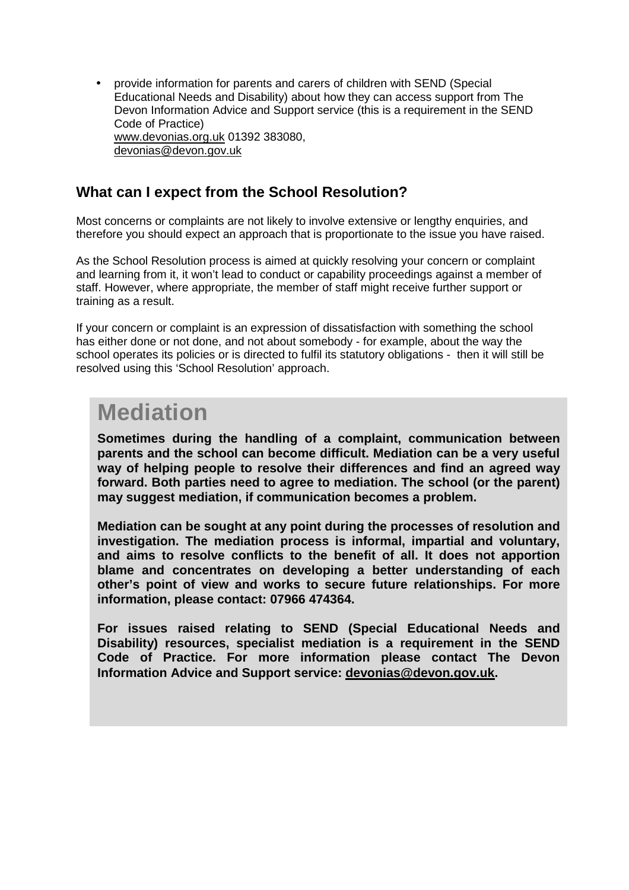- provide information for parents and carers of children with SEND (Special Educational Needs and Disability) about how they can access support from The Devon Information Advice and Support service (this is a requirement in the SEND Code of Practice)
  www.devonias.org.uk 01392 383080,
  devonias@devon.gov.uk

### What can I expect from the School Resolution?

Most concerns or complaints are not likely to involve extensive or lengthy enquiries, and therefore you should expect an approach that is proportionate to the issue you have raised.

As the School Resolution process is aimed at quickly resolving your concern or complaint and learning from it, it won't lead to conduct or capability proceedings against a member of staff. However, where appropriate, the member of staff might receive further support or training as a result.

If your concern or complaint is an expression of dissatisfaction with something the school has either done or not done, and not about somebody - for example, about the way the school operates its policies or is directed to fulfil its statutory obligations - then it will still be resolved using this 'School Resolution' approach.

## Mediation

**Sometimes during the handling of a complaint, communication between parents and the school can become difficult. Mediation can be a very useful way of helping people to resolve their differences and find an agreed way forward. Both parties need to agree to mediation. The school (or the parent) may suggest mediation, if communication becomes a problem.**

**Mediation can be sought at any point during the processes of resolution and investigation. The mediation process is informal, impartial and voluntary, and aims to resolve conflicts to the benefit of all. It does not apportion blame and concentrates on developing a better understanding of each other's point of view and works to secure future relationships. For more information, please contact: 07966 474364.**

**For issues raised relating to SEND (Special Educational Needs and Disability) resources, specialist mediation is a requirement in the SEND Code of Practice. For more information please contact The Devon Information Advice and Support service: devonias@devon.gov.uk.**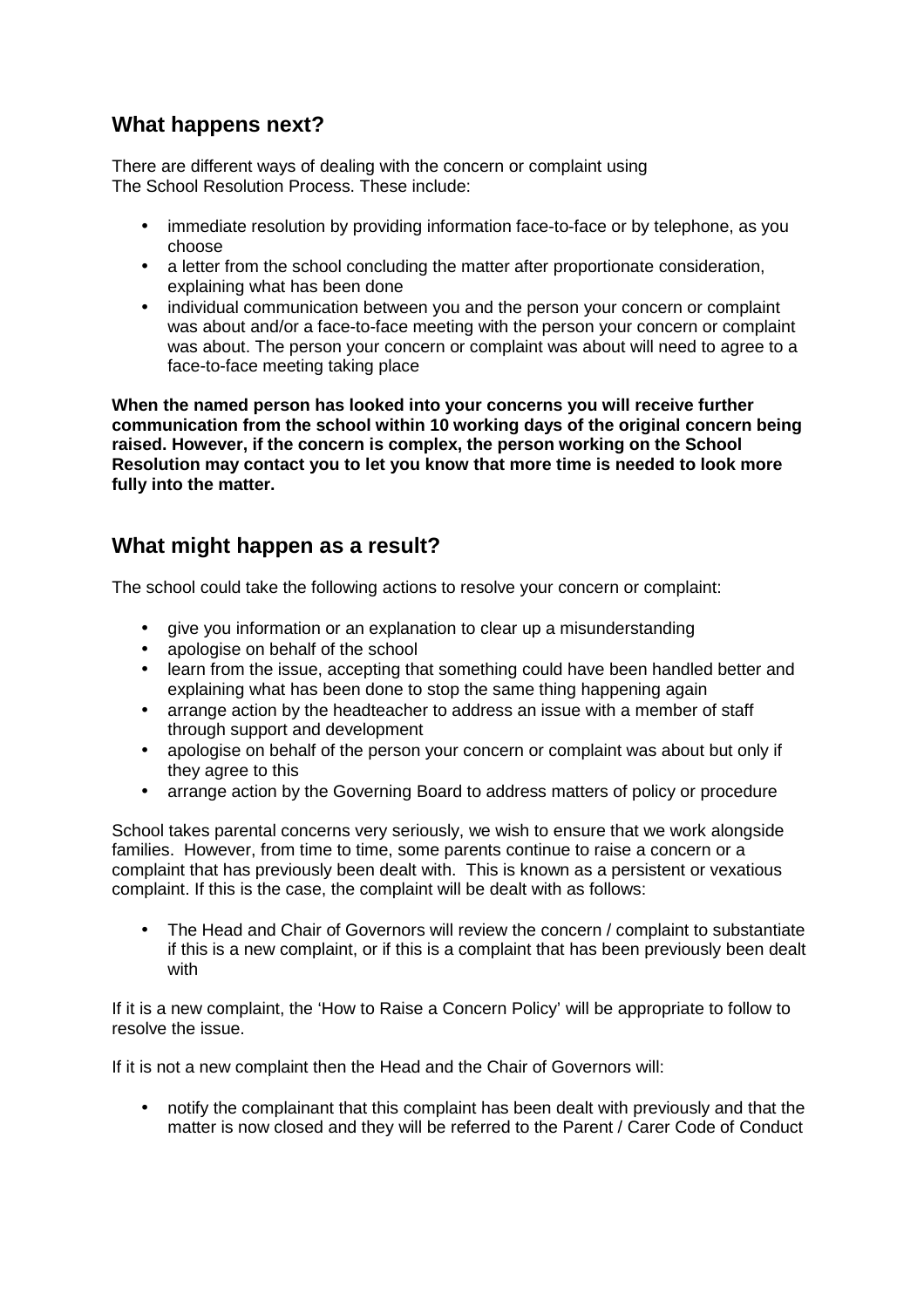## What happens next?

There are different ways of dealing with the concern or complaint using The School Resolution Process. These include:

- immediate resolution by providing information face-to-face or by telephone, as you choose
- a letter from the school concluding the matter after proportionate consideration, explaining what has been done
- individual communication between you and the person your concern or complaint was about and/or a face-to-face meeting with the person your concern or complaint was about. The person your concern or complaint was about will need to agree to a face-to-face meeting taking place

**When the named person has looked into your concerns you will receive further communication from the school within 10 working days of the original concern being raised. However, if the concern is complex, the person working on the School Resolution may contact you to let you know that more time is needed to look more fully into the matter.**

## What might happen as a result?

The school could take the following actions to resolve your concern or complaint:

- give you information or an explanation to clear up a misunderstanding
- apologise on behalf of the school
- learn from the issue, accepting that something could have been handled better and explaining what has been done to stop the same thing happening again
- arrange action by the headteacher to address an issue with a member of staff through support and development
- apologise on behalf of the person your concern or complaint was about but only if they agree to this
- arrange action by the Governing Board to address matters of policy or procedure

School takes parental concerns very seriously, we wish to ensure that we work alongside families. However, from time to time, some parents continue to raise a concern or a complaint that has previously been dealt with. This is known as a persistent or vexatious complaint. If this is the case, the complaint will be dealt with as follows:

- The Head and Chair of Governors will review the concern / complaint to substantiate if this is a new complaint, or if this is a complaint that has been previously been dealt with

If it is a new complaint, the 'How to Raise a Concern Policy' will be appropriate to follow to resolve the issue.

If it is not a new complaint then the Head and the Chair of Governors will:

- notify the complainant that this complaint has been dealt with previously and that the matter is now closed and they will be referred to the Parent / Carer Code of Conduct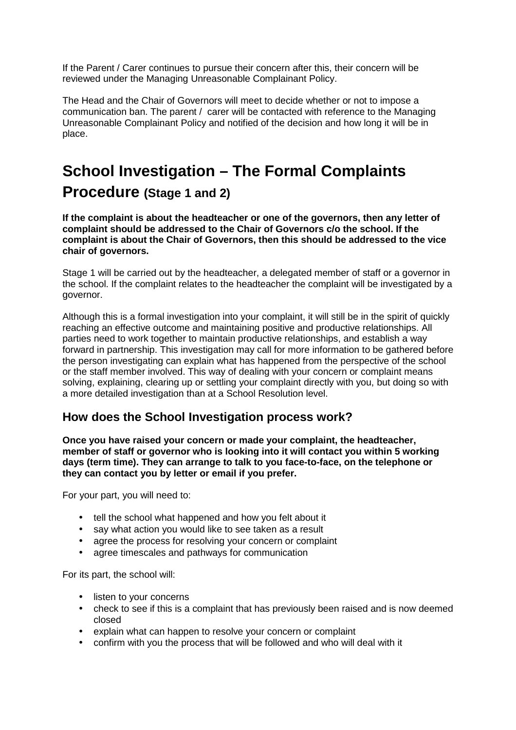If the Parent / Carer continues to pursue their concern after this, their concern will be reviewed under the Managing Unreasonable Complainant Policy.

The Head and the Chair of Governors will meet to decide whether or not to impose a communication ban. The parent / carer will be contacted with reference to the Managing Unreasonable Complainant Policy and notified of the decision and how long it will be in place.

# School Investigation – The Formal Complaints Procedure (Stage 1 and 2)

**If the complaint is about the headteacher or one of the governors, then any letter of complaint should be addressed to the Chair of Governors c/o the school. If the complaint is about the Chair of Governors, then this should be addressed to the vice chair of governors.**

Stage 1 will be carried out by the headteacher, a delegated member of staff or a governor in the school. If the complaint relates to the headteacher the complaint will be investigated by a governor.

Although this is a formal investigation into your complaint, it will still be in the spirit of quickly reaching an effective outcome and maintaining positive and productive relationships. All parties need to work together to maintain productive relationships, and establish a way forward in partnership. This investigation may call for more information to be gathered before the person investigating can explain what has happened from the perspective of the school or the staff member involved. This way of dealing with your concern or complaint means solving, explaining, clearing up or settling your complaint directly with you, but doing so with a more detailed investigation than at a School Resolution level.

## How does the School Investigation process work?

**Once you have raised your concern or made your complaint, the headteacher, member of staff or governor who is looking into it will contact you within 5 working days (term time). They can arrange to talk to you face-to-face, on the telephone or they can contact you by letter or email if you prefer.**

For your part, you will need to:

- tell the school what happened and how you felt about it
- say what action you would like to see taken as a result
- agree the process for resolving your concern or complaint
- agree timescales and pathways for communication

For its part, the school will:

- listen to your concerns
- check to see if this is a complaint that has previously been raised and is now deemed closed
- explain what can happen to resolve your concern or complaint
- confirm with you the process that will be followed and who will deal with it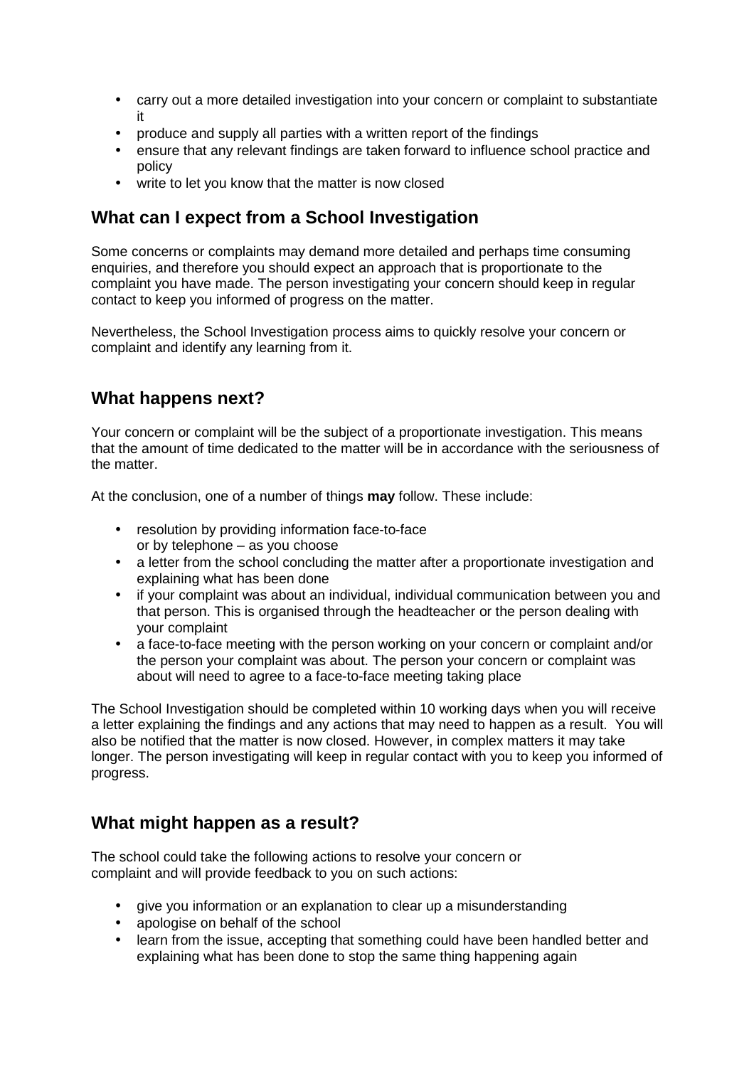- carry out a more detailed investigation into your concern or complaint to substantiate it
- produce and supply all parties with a written report of the findings
- ensure that any relevant findings are taken forward to influence school practice and policy
- write to let you know that the matter is now closed

## What can I expect from a School Investigation

Some concerns or complaints may demand more detailed and perhaps time consuming enquiries, and therefore you should expect an approach that is proportionate to the complaint you have made. The person investigating your concern should keep in regular contact to keep you informed of progress on the matter.

Nevertheless, the School Investigation process aims to quickly resolve your concern or complaint and identify any learning from it.

## What happens next?

Your concern or complaint will be the subject of a proportionate investigation. This means that the amount of time dedicated to the matter will be in accordance with the seriousness of the matter.

At the conclusion, one of a number of things **may** follow. These include:

- resolution by providing information face-to-face or by telephone – as you choose
- a letter from the school concluding the matter after a proportionate investigation and explaining what has been done
- if your complaint was about an individual, individual communication between you and that person. This is organised through the headteacher or the person dealing with your complaint
- a face-to-face meeting with the person working on your concern or complaint and/or the person your complaint was about. The person your concern or complaint was about will need to agree to a face-to-face meeting taking place

The School Investigation should be completed within 10 working days when you will receive a letter explaining the findings and any actions that may need to happen as a result. You will also be notified that the matter is now closed. However, in complex matters it may take longer. The person investigating will keep in regular contact with you to keep you informed of progress.

## What might happen as a result?

The school could take the following actions to resolve your concern or complaint and will provide feedback to you on such actions:

- give you information or an explanation to clear up a misunderstanding
- apologise on behalf of the school
- learn from the issue, accepting that something could have been handled better and explaining what has been done to stop the same thing happening again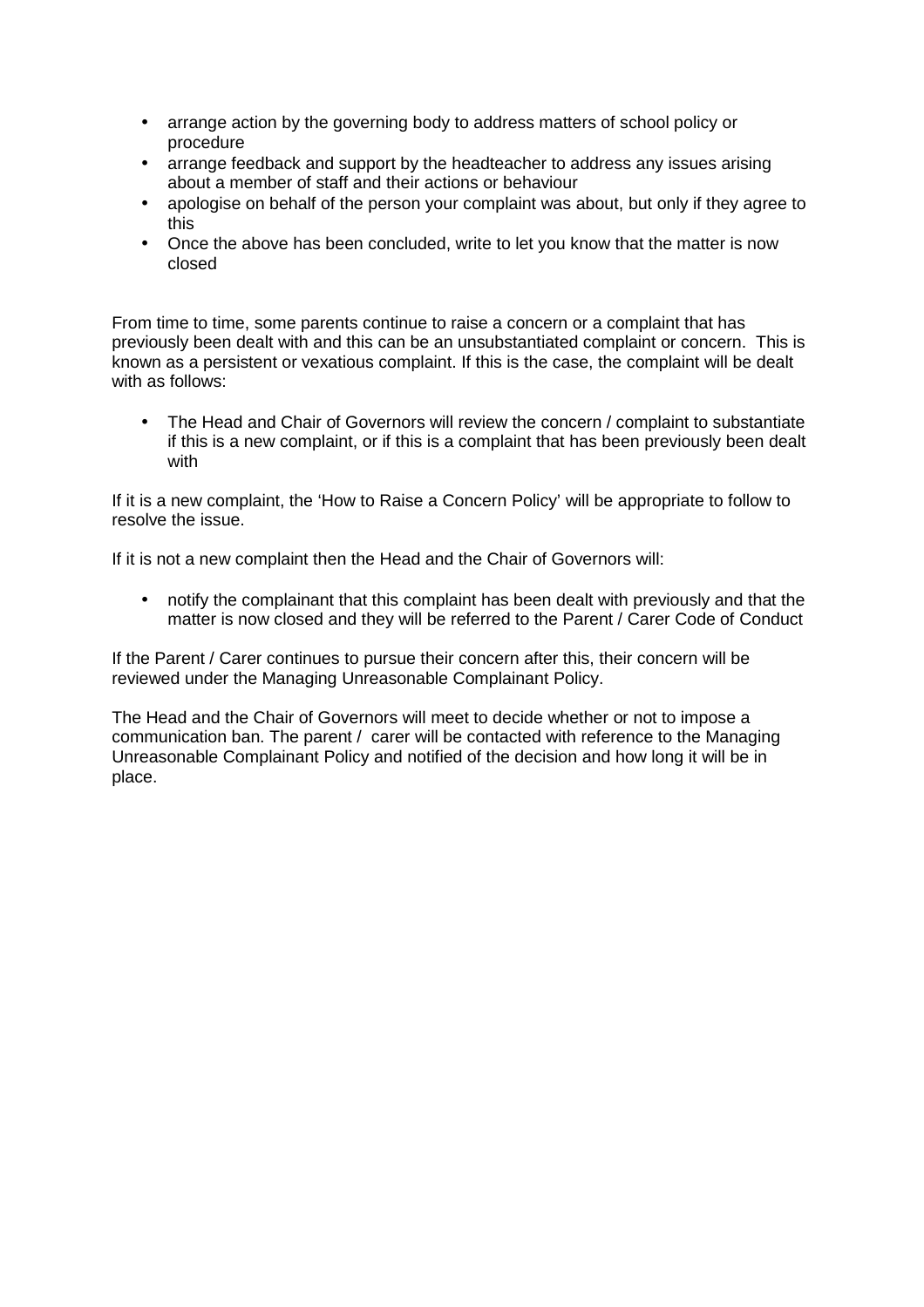- arrange action by the governing body to address matters of school policy or procedure
- arrange feedback and support by the headteacher to address any issues arising about a member of staff and their actions or behaviour
- apologise on behalf of the person your complaint was about, but only if they agree to this
- Once the above has been concluded, write to let you know that the matter is now closed

From time to time, some parents continue to raise a concern or a complaint that has previously been dealt with and this can be an unsubstantiated complaint or concern. This is known as a persistent or vexatious complaint. If this is the case, the complaint will be dealt with as follows:

- The Head and Chair of Governors will review the concern / complaint to substantiate if this is a new complaint, or if this is a complaint that has been previously been dealt with

If it is a new complaint, the 'How to Raise a Concern Policy' will be appropriate to follow to resolve the issue.

If it is not a new complaint then the Head and the Chair of Governors will:

- notify the complainant that this complaint has been dealt with previously and that the matter is now closed and they will be referred to the Parent / Carer Code of Conduct

If the Parent / Carer continues to pursue their concern after this, their concern will be reviewed under the Managing Unreasonable Complainant Policy.

The Head and the Chair of Governors will meet to decide whether or not to impose a communication ban. The parent / carer will be contacted with reference to the Managing Unreasonable Complainant Policy and notified of the decision and how long it will be in place.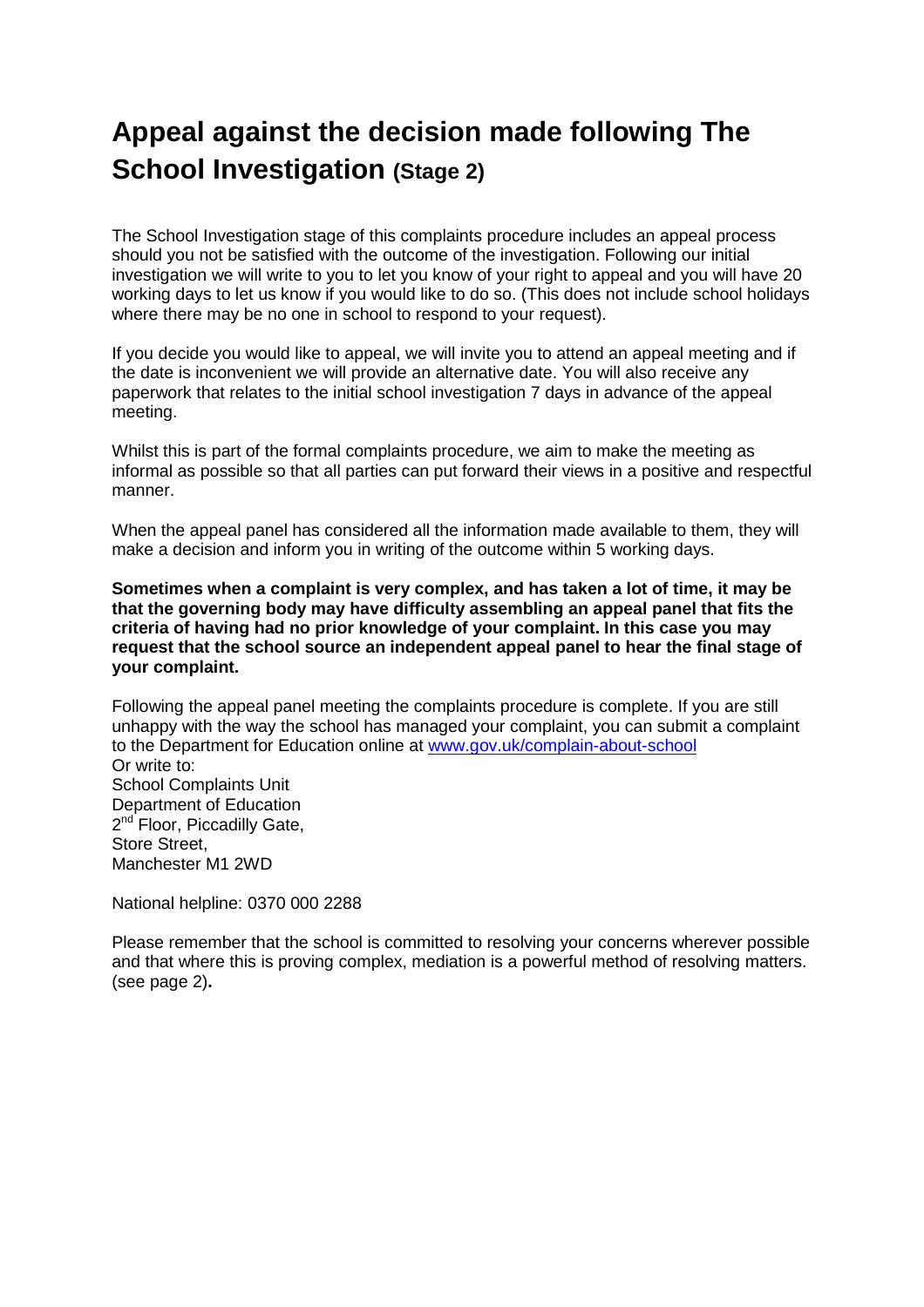# Appeal against the decision made following The School Investigation (Stage 2)

The School Investigation stage of this complaints procedure includes an appeal process should you not be satisfied with the outcome of the investigation. Following our initial investigation we will write to you to let you know of your right to appeal and you will have 20 working days to let us know if you would like to do so. (This does not include school holidays where there may be no one in school to respond to your request).

If you decide you would like to appeal, we will invite you to attend an appeal meeting and if the date is inconvenient we will provide an alternative date. You will also receive any paperwork that relates to the initial school investigation 7 days in advance of the appeal meeting.

Whilst this is part of the formal complaints procedure, we aim to make the meeting as informal as possible so that all parties can put forward their views in a positive and respectful manner.

When the appeal panel has considered all the information made available to them, they will make a decision and inform you in writing of the outcome within 5 working days.

**Sometimes when a complaint is very complex, and has taken a lot of time, it may be that the governing body may have difficulty assembling an appeal panel that fits the criteria of having had no prior knowledge of your complaint. In this case you may request that the school source an independent appeal panel to hear the final stage of your complaint.**

Following the appeal panel meeting the complaints procedure is complete. If you are still unhappy with the way the school has managed your complaint, you can submit a complaint to the Department for Education online at www.gov.uk/complain-about-school
Or write to:
School Complaints Unit
Department of Education
2nd Floor, Piccadilly Gate,
Store Street,
Manchester M1 2WD

National helpline: 0370 000 2288

Please remember that the school is committed to resolving your concerns wherever possible and that where this is proving complex, mediation is a powerful method of resolving matters. (see page 2)**.**